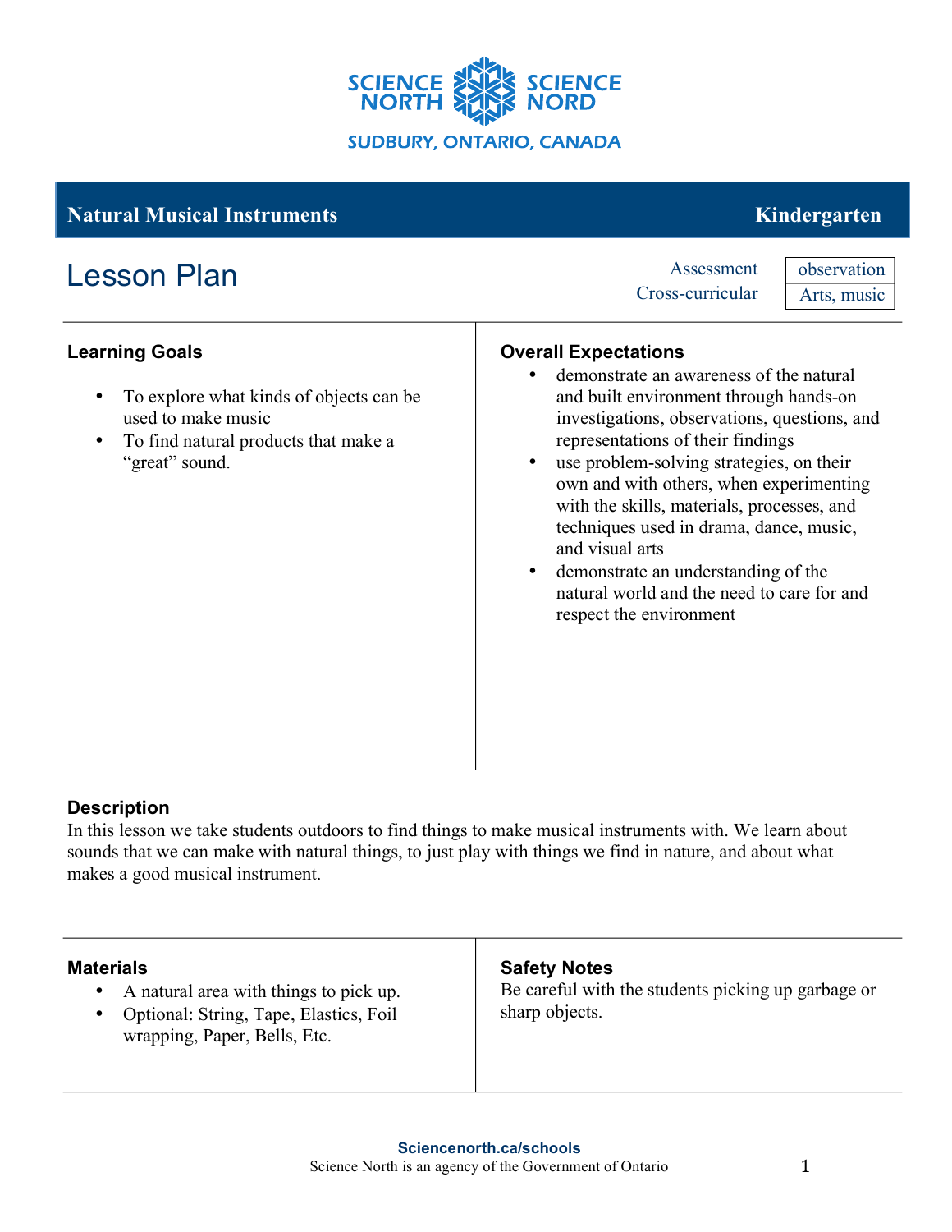SCIENCE NORTH SCIENCE NORD

SUDBURY, ONTARIO, CANADA

## Natural Musical Instruments — Kindergarten

# Lesson Plan

| Assessment | observation |
| --- | --- |
| Cross-curricular | Arts, music |

### Learning Goals

- To explore what kinds of objects can be used to make music
- To find natural products that make a "great" sound.

### Overall Expectations

- demonstrate an awareness of the natural and built environment through hands-on investigations, observations, questions, and representations of their findings
- use problem-solving strategies, on their own and with others, when experimenting with the skills, materials, processes, and techniques used in drama, dance, music, and visual arts
- demonstrate an understanding of the natural world and the need to care for and respect the environment

### Description

In this lesson we take students outdoors to find things to make musical instruments with. We learn about sounds that we can make with natural things, to just play with things we find in nature, and about what makes a good musical instrument.

### Materials

- A natural area with things to pick up.
- Optional: String, Tape, Elastics, Foil wrapping, Paper, Bells, Etc.

### Safety Notes

Be careful with the students picking up garbage or sharp objects.

Sciencenorth.ca/schools

Science North is an agency of the Government of Ontario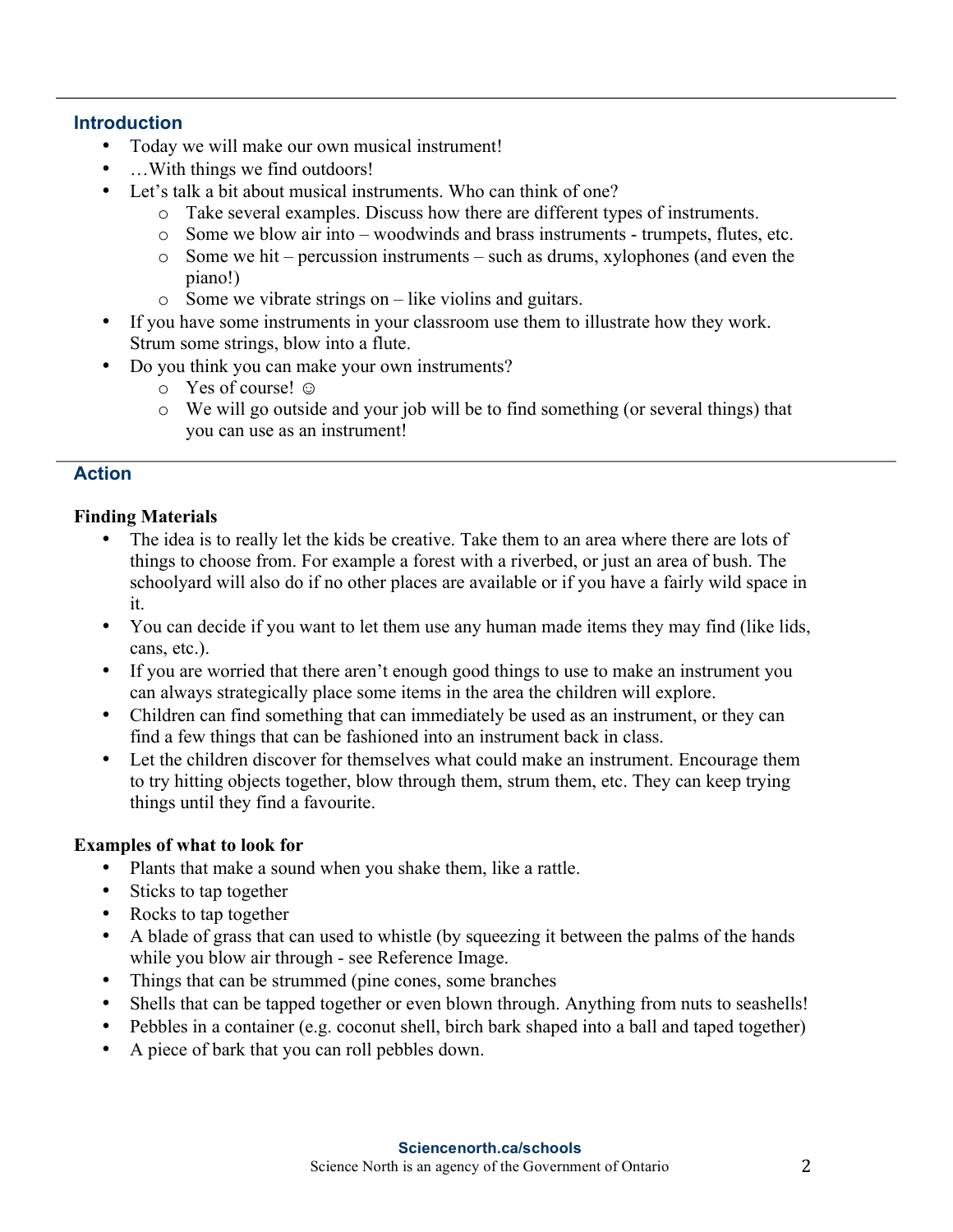## Introduction

- Today we will make our own musical instrument!
- …With things we find outdoors!
- Let's talk a bit about musical instruments. Who can think of one?
    - Take several examples. Discuss how there are different types of instruments.
    - Some we blow air into – woodwinds and brass instruments - trumpets, flutes, etc.
    - Some we hit – percussion instruments – such as drums, xylophones (and even the piano!)
    - Some we vibrate strings on – like violins and guitars.
- If you have some instruments in your classroom use them to illustrate how they work. Strum some strings, blow into a flute.
- Do you think you can make your own instruments?
    - Yes of course! ☺
    - We will go outside and your job will be to find something (or several things) that you can use as an instrument!

## Action

**Finding Materials**

- The idea is to really let the kids be creative. Take them to an area where there are lots of things to choose from. For example a forest with a riverbed, or just an area of bush. The schoolyard will also do if no other places are available or if you have a fairly wild space in it.
- You can decide if you want to let them use any human made items they may find (like lids, cans, etc.).
- If you are worried that there aren't enough good things to use to make an instrument you can always strategically place some items in the area the children will explore.
- Children can find something that can immediately be used as an instrument, or they can find a few things that can be fashioned into an instrument back in class.
- Let the children discover for themselves what could make an instrument. Encourage them to try hitting objects together, blow through them, strum them, etc. They can keep trying things until they find a favourite.

**Examples of what to look for**

- Plants that make a sound when you shake them, like a rattle.
- Sticks to tap together
- Rocks to tap together
- A blade of grass that can used to whistle (by squeezing it between the palms of the hands while you blow air through - see Reference Image.
- Things that can be strummed (pine cones, some branches
- Shells that can be tapped together or even blown through. Anything from nuts to seashells!
- Pebbles in a container (e.g. coconut shell, birch bark shaped into a ball and taped together)
- A piece of bark that you can roll pebbles down.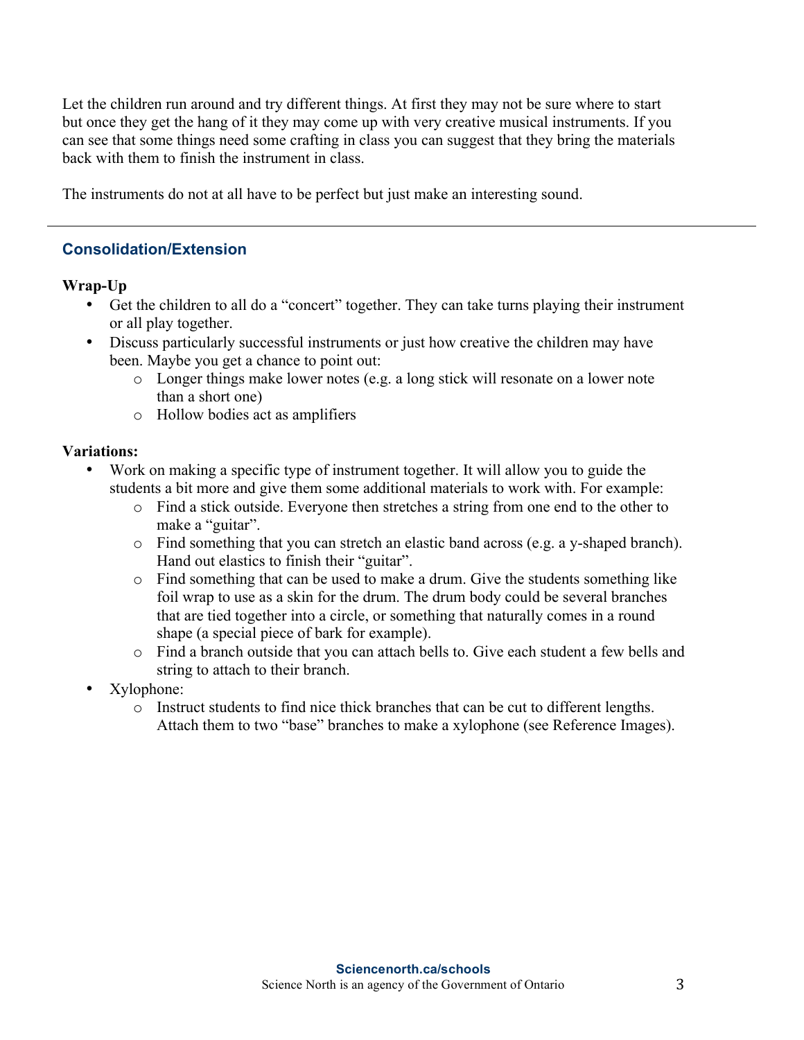Let the children run around and try different things. At first they may not be sure where to start but once they get the hang of it they may come up with very creative musical instruments. If you can see that some things need some crafting in class you can suggest that they bring the materials back with them to finish the instrument in class.

The instruments do not at all have to be perfect but just make an interesting sound.

---

## Consolidation/Extension

**Wrap-Up**

- Get the children to all do a "concert" together. They can take turns playing their instrument or all play together.
- Discuss particularly successful instruments or just how creative the children may have been. Maybe you get a chance to point out:
  - Longer things make lower notes (e.g. a long stick will resonate on a lower note than a short one)
  - Hollow bodies act as amplifiers

**Variations:**

- Work on making a specific type of instrument together. It will allow you to guide the students a bit more and give them some additional materials to work with. For example:
  - Find a stick outside. Everyone then stretches a string from one end to the other to make a "guitar".
  - Find something that you can stretch an elastic band across (e.g. a y-shaped branch). Hand out elastics to finish their "guitar".
  - Find something that can be used to make a drum. Give the students something like foil wrap to use as a skin for the drum. The drum body could be several branches that are tied together into a circle, or something that naturally comes in a round shape (a special piece of bark for example).
  - Find a branch outside that you can attach bells to. Give each student a few bells and string to attach to their branch.
- Xylophone:
  - Instruct students to find nice thick branches that can be cut to different lengths. Attach them to two "base" branches to make a xylophone (see Reference Images).